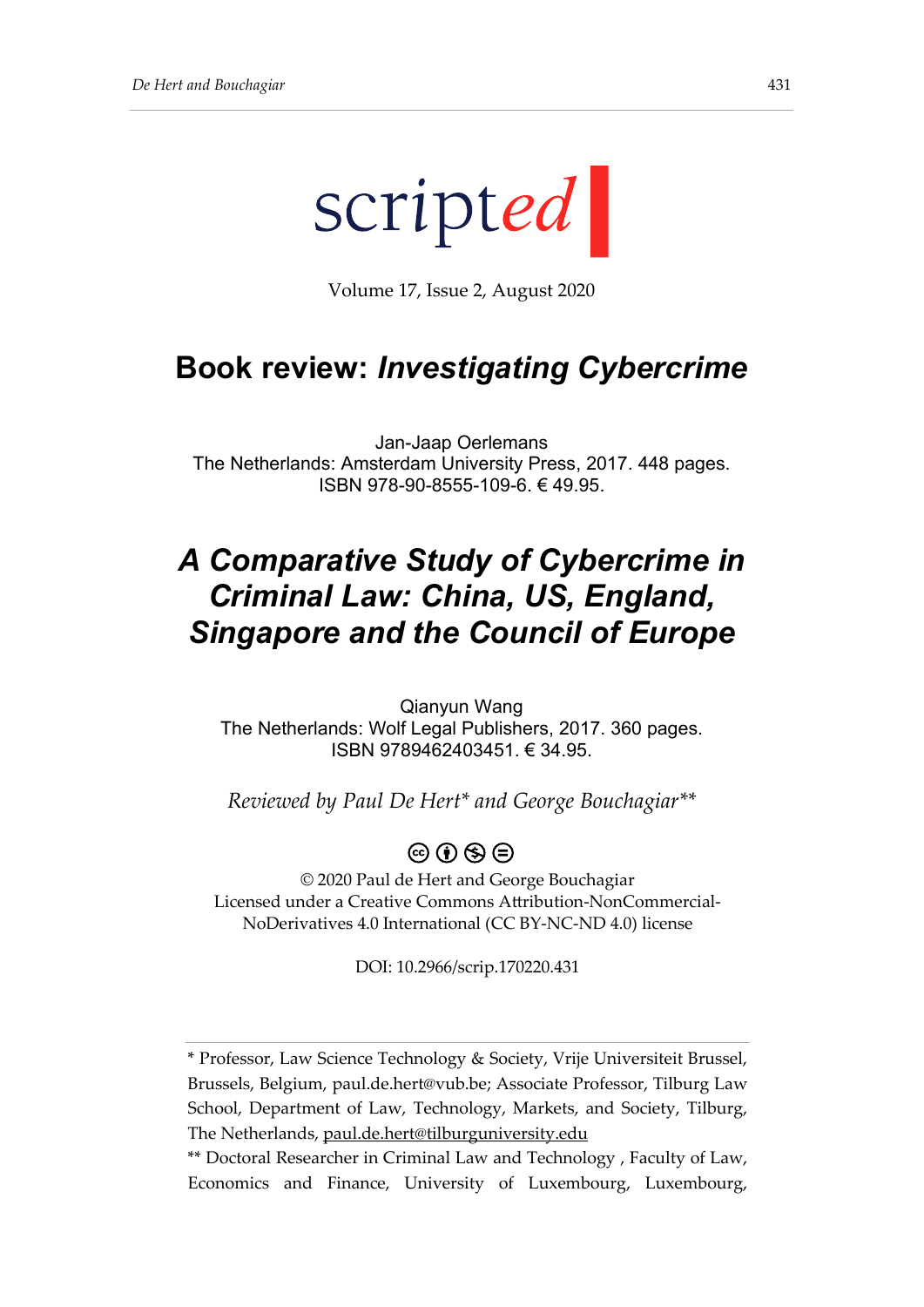scripted

Volume 17, Issue 2, August 2020

# Book review: *Investigating Cybercrime*

Jan-Jaap Oerlemans
The Netherlands: Amsterdam University Press, 2017. 448 pages.
ISBN 978-90-8555-109-6. € 49.95.

# *A Comparative Study of Cybercrime in Criminal Law: China, US, England, Singapore and the Council of Europe*

Qianyun Wang
The Netherlands: Wolf Legal Publishers, 2017. 360 pages.
ISBN 9789462403451. € 34.95.

*Reviewed by Paul De Hert\* and George Bouchagiar\*\**

© 2020 Paul de Hert and George Bouchagiar
Licensed under a Creative Commons Attribution-NonCommercial-NoDerivatives 4.0 International (CC BY-NC-ND 4.0) license

DOI: 10.2966/scrip.170220.431

---

\* Professor, Law Science Technology & Society, Vrije Universiteit Brussel, Brussels, Belgium, paul.de.hert@vub.be; Associate Professor, Tilburg Law School, Department of Law, Technology, Markets, and Society, Tilburg, The Netherlands, paul.de.hert@tilburguniversity.edu

\*\* Doctoral Researcher in Criminal Law and Technology , Faculty of Law, Economics and Finance, University of Luxembourg, Luxembourg,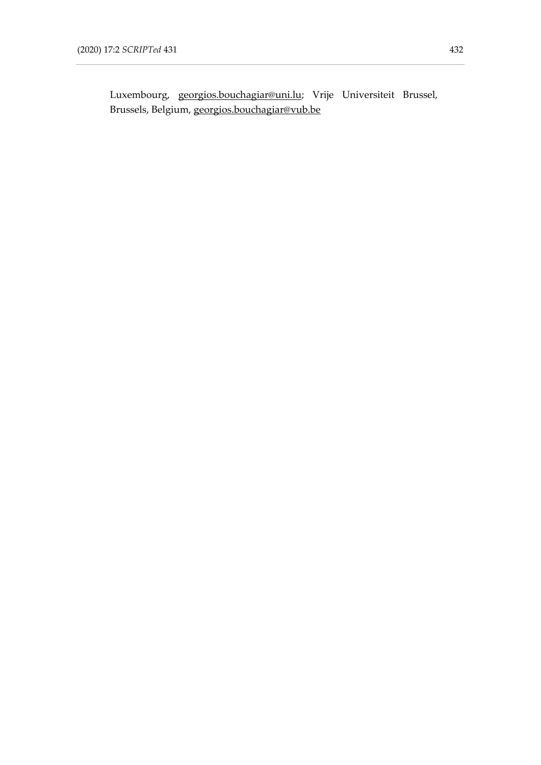Luxembourg, georgios.bouchagiar@uni.lu; Vrije Universiteit Brussel, Brussels, Belgium, georgios.bouchagiar@vub.be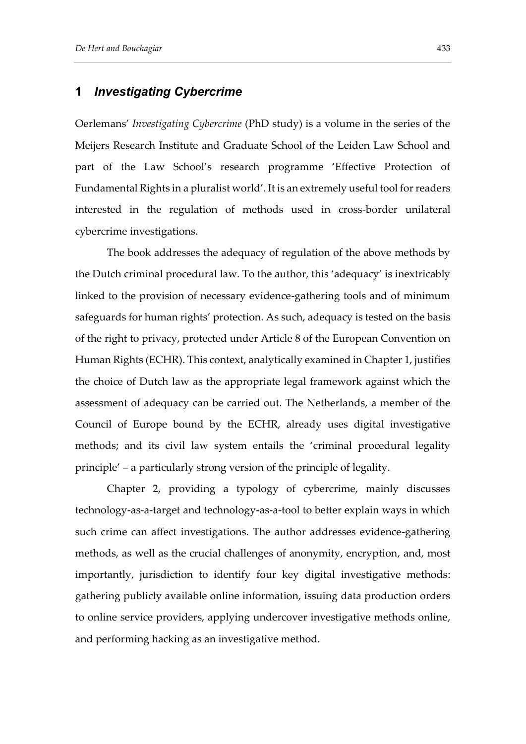## 1 *Investigating Cybercrime*

Oerlemans' *Investigating Cybercrime* (PhD study) is a volume in the series of the Meijers Research Institute and Graduate School of the Leiden Law School and part of the Law School's research programme 'Effective Protection of Fundamental Rights in a pluralist world'. It is an extremely useful tool for readers interested in the regulation of methods used in cross-border unilateral cybercrime investigations.

The book addresses the adequacy of regulation of the above methods by the Dutch criminal procedural law. To the author, this 'adequacy' is inextricably linked to the provision of necessary evidence-gathering tools and of minimum safeguards for human rights' protection. As such, adequacy is tested on the basis of the right to privacy, protected under Article 8 of the European Convention on Human Rights (ECHR). This context, analytically examined in Chapter 1, justifies the choice of Dutch law as the appropriate legal framework against which the assessment of adequacy can be carried out. The Netherlands, a member of the Council of Europe bound by the ECHR, already uses digital investigative methods; and its civil law system entails the 'criminal procedural legality principle' – a particularly strong version of the principle of legality.

Chapter 2, providing a typology of cybercrime, mainly discusses technology-as-a-target and technology-as-a-tool to better explain ways in which such crime can affect investigations. The author addresses evidence-gathering methods, as well as the crucial challenges of anonymity, encryption, and, most importantly, jurisdiction to identify four key digital investigative methods: gathering publicly available online information, issuing data production orders to online service providers, applying undercover investigative methods online, and performing hacking as an investigative method.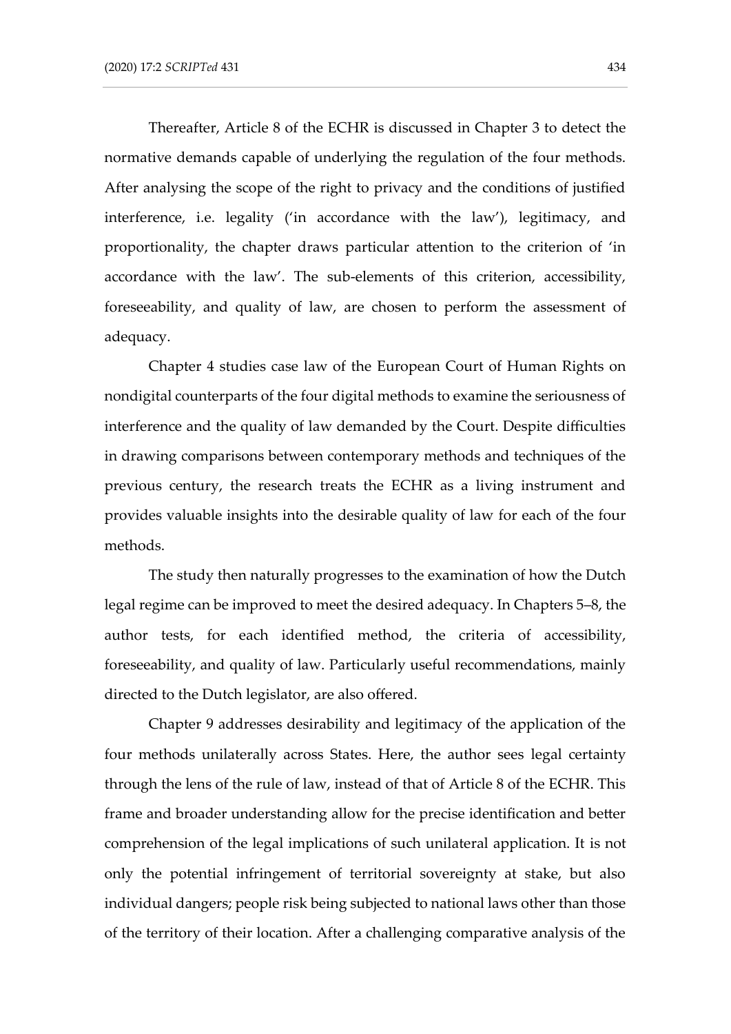Thereafter, Article 8 of the ECHR is discussed in Chapter 3 to detect the normative demands capable of underlying the regulation of the four methods. After analysing the scope of the right to privacy and the conditions of justified interference, i.e. legality ('in accordance with the law'), legitimacy, and proportionality, the chapter draws particular attention to the criterion of 'in accordance with the law'. The sub-elements of this criterion, accessibility, foreseeability, and quality of law, are chosen to perform the assessment of adequacy.

Chapter 4 studies case law of the European Court of Human Rights on nondigital counterparts of the four digital methods to examine the seriousness of interference and the quality of law demanded by the Court. Despite difficulties in drawing comparisons between contemporary methods and techniques of the previous century, the research treats the ECHR as a living instrument and provides valuable insights into the desirable quality of law for each of the four methods.

The study then naturally progresses to the examination of how the Dutch legal regime can be improved to meet the desired adequacy. In Chapters 5–8, the author tests, for each identified method, the criteria of accessibility, foreseeability, and quality of law. Particularly useful recommendations, mainly directed to the Dutch legislator, are also offered.

Chapter 9 addresses desirability and legitimacy of the application of the four methods unilaterally across States. Here, the author sees legal certainty through the lens of the rule of law, instead of that of Article 8 of the ECHR. This frame and broader understanding allow for the precise identification and better comprehension of the legal implications of such unilateral application. It is not only the potential infringement of territorial sovereignty at stake, but also individual dangers; people risk being subjected to national laws other than those of the territory of their location. After a challenging comparative analysis of the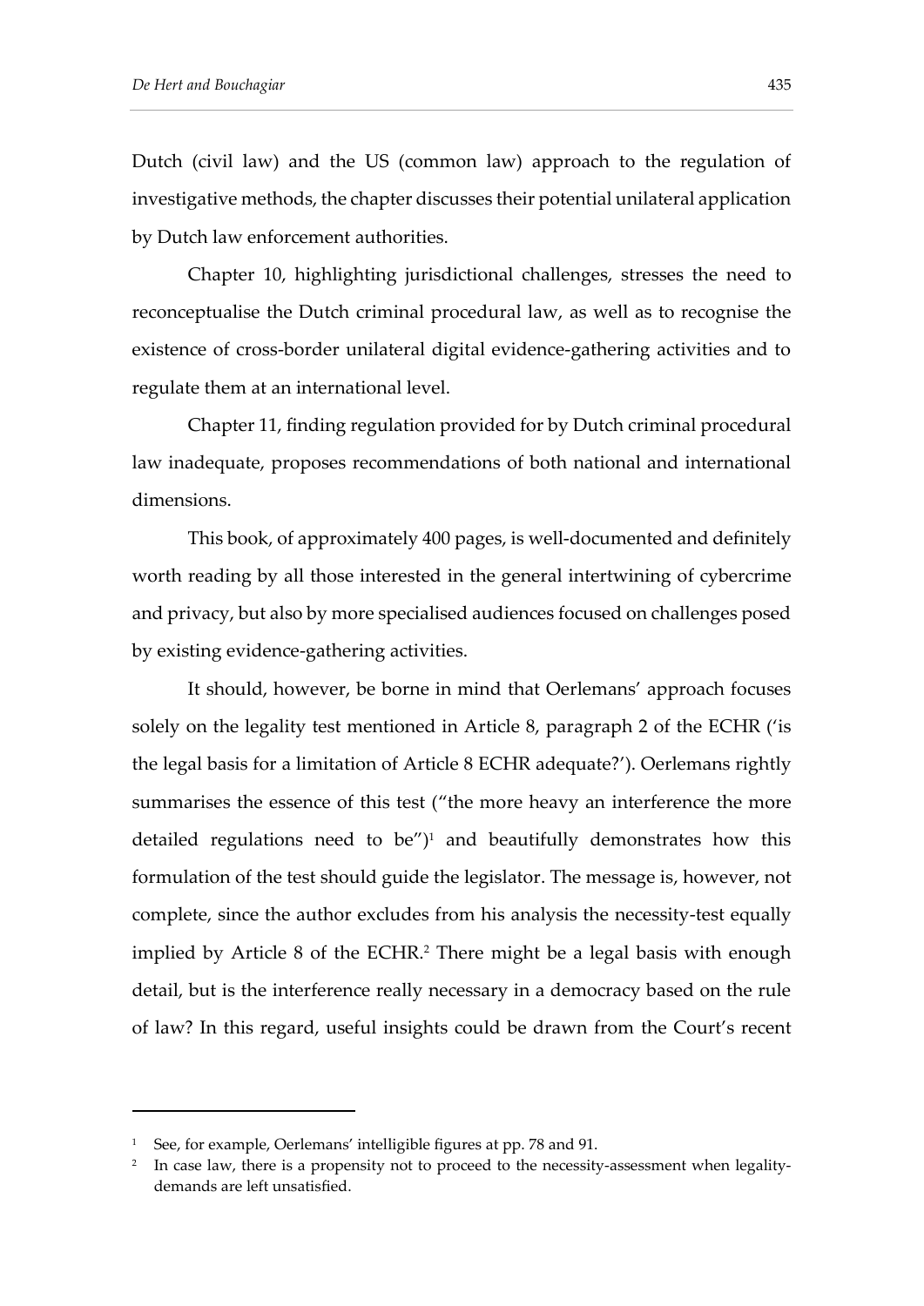Dutch (civil law) and the US (common law) approach to the regulation of investigative methods, the chapter discusses their potential unilateral application by Dutch law enforcement authorities.

Chapter 10, highlighting jurisdictional challenges, stresses the need to reconceptualise the Dutch criminal procedural law, as well as to recognise the existence of cross-border unilateral digital evidence-gathering activities and to regulate them at an international level.

Chapter 11, finding regulation provided for by Dutch criminal procedural law inadequate, proposes recommendations of both national and international dimensions.

This book, of approximately 400 pages, is well-documented and definitely worth reading by all those interested in the general intertwining of cybercrime and privacy, but also by more specialised audiences focused on challenges posed by existing evidence-gathering activities.

It should, however, be borne in mind that Oerlemans' approach focuses solely on the legality test mentioned in Article 8, paragraph 2 of the ECHR ('is the legal basis for a limitation of Article 8 ECHR adequate?'). Oerlemans rightly summarises the essence of this test ("the more heavy an interference the more detailed regulations need to be")[1] and beautifully demonstrates how this formulation of the test should guide the legislator. The message is, however, not complete, since the author excludes from his analysis the necessity-test equally implied by Article 8 of the ECHR.[2] There might be a legal basis with enough detail, but is the interference really necessary in a democracy based on the rule of law? In this regard, useful insights could be drawn from the Court's recent

---

[1] See, for example, Oerlemans' intelligible figures at pp. 78 and 91.

[2] In case law, there is a propensity not to proceed to the necessity-assessment when legality-demands are left unsatisfied.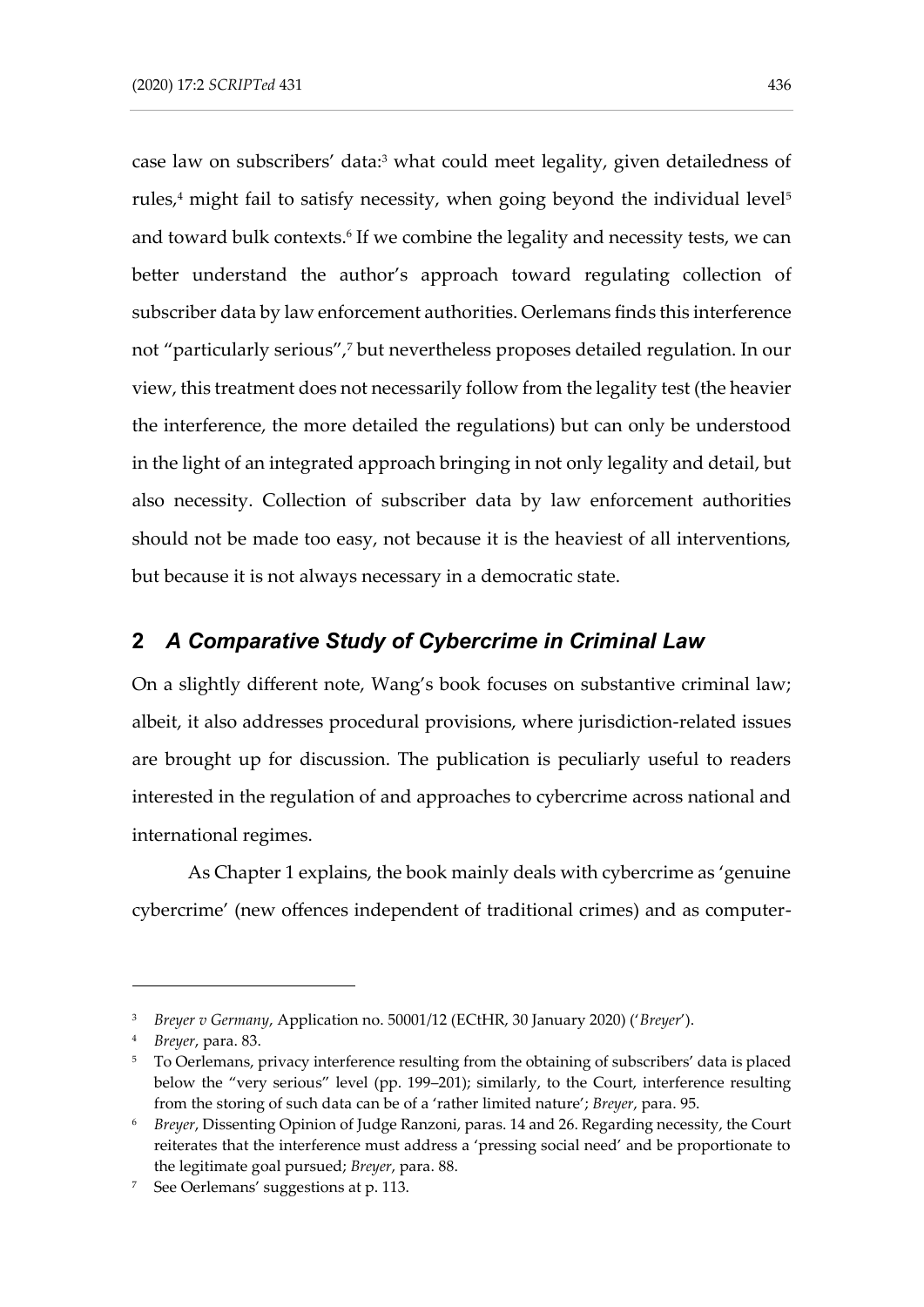case law on subscribers' data:[3] what could meet legality, given detailedness of rules,[4] might fail to satisfy necessity, when going beyond the individual level[5] and toward bulk contexts.[6] If we combine the legality and necessity tests, we can better understand the author's approach toward regulating collection of subscriber data by law enforcement authorities. Oerlemans finds this interference not "particularly serious",[7] but nevertheless proposes detailed regulation. In our view, this treatment does not necessarily follow from the legality test (the heavier the interference, the more detailed the regulations) but can only be understood in the light of an integrated approach bringing in not only legality and detail, but also necessity. Collection of subscriber data by law enforcement authorities should not be made too easy, not because it is the heaviest of all interventions, but because it is not always necessary in a democratic state.

## 2 *A Comparative Study of Cybercrime in Criminal Law*

On a slightly different note, Wang's book focuses on substantive criminal law; albeit, it also addresses procedural provisions, where jurisdiction-related issues are brought up for discussion. The publication is peculiarly useful to readers interested in the regulation of and approaches to cybercrime across national and international regimes.

As Chapter 1 explains, the book mainly deals with cybercrime as 'genuine cybercrime' (new offences independent of traditional crimes) and as computer-

---

[3] *Breyer v Germany*, Application no. 50001/12 (ECtHR, 30 January 2020) ('*Breyer*').

[4] *Breyer*, para. 83.

[5] To Oerlemans, privacy interference resulting from the obtaining of subscribers' data is placed below the "very serious" level (pp. 199–201); similarly, to the Court, interference resulting from the storing of such data can be of a 'rather limited nature'; *Breyer*, para. 95.

[6] *Breyer*, Dissenting Opinion of Judge Ranzoni, paras. 14 and 26. Regarding necessity, the Court reiterates that the interference must address a 'pressing social need' and be proportionate to the legitimate goal pursued; *Breyer*, para. 88.

[7] See Oerlemans' suggestions at p. 113.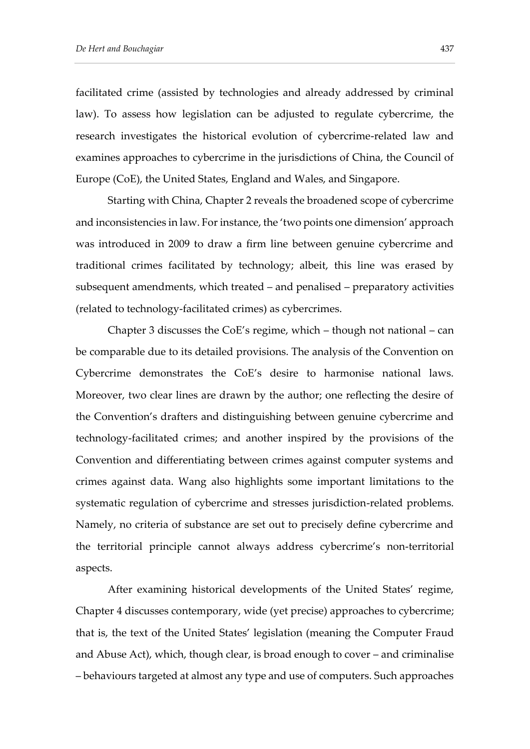facilitated crime (assisted by technologies and already addressed by criminal law). To assess how legislation can be adjusted to regulate cybercrime, the research investigates the historical evolution of cybercrime-related law and examines approaches to cybercrime in the jurisdictions of China, the Council of Europe (CoE), the United States, England and Wales, and Singapore.

Starting with China, Chapter 2 reveals the broadened scope of cybercrime and inconsistencies in law. For instance, the 'two points one dimension' approach was introduced in 2009 to draw a firm line between genuine cybercrime and traditional crimes facilitated by technology; albeit, this line was erased by subsequent amendments, which treated – and penalised – preparatory activities (related to technology-facilitated crimes) as cybercrimes.

Chapter 3 discusses the CoE's regime, which – though not national – can be comparable due to its detailed provisions. The analysis of the Convention on Cybercrime demonstrates the CoE's desire to harmonise national laws. Moreover, two clear lines are drawn by the author; one reflecting the desire of the Convention's drafters and distinguishing between genuine cybercrime and technology-facilitated crimes; and another inspired by the provisions of the Convention and differentiating between crimes against computer systems and crimes against data. Wang also highlights some important limitations to the systematic regulation of cybercrime and stresses jurisdiction-related problems. Namely, no criteria of substance are set out to precisely define cybercrime and the territorial principle cannot always address cybercrime's non-territorial aspects.

After examining historical developments of the United States' regime, Chapter 4 discusses contemporary, wide (yet precise) approaches to cybercrime; that is, the text of the United States' legislation (meaning the Computer Fraud and Abuse Act), which, though clear, is broad enough to cover – and criminalise – behaviours targeted at almost any type and use of computers. Such approaches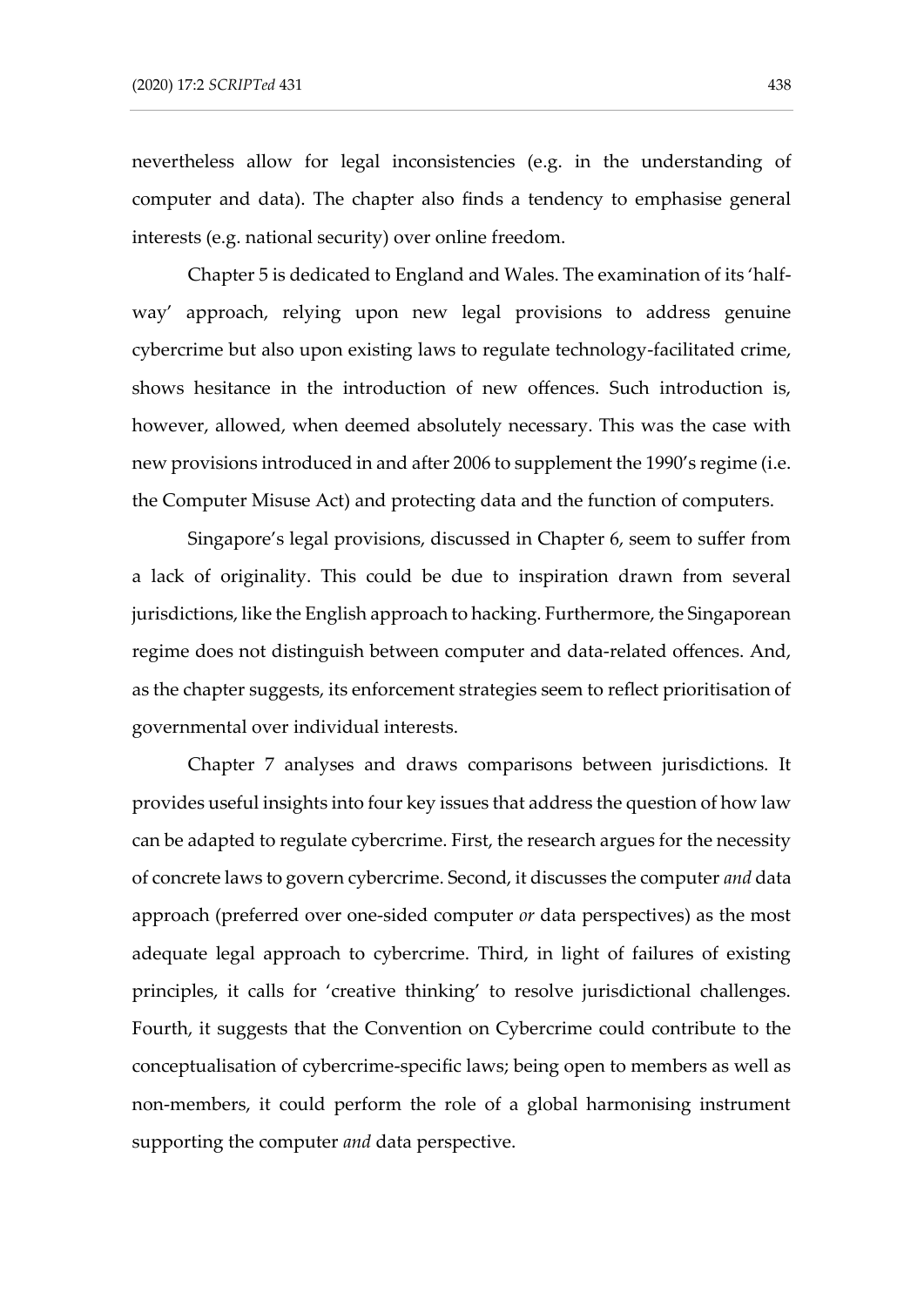nevertheless allow for legal inconsistencies (e.g. in the understanding of computer and data). The chapter also finds a tendency to emphasise general interests (e.g. national security) over online freedom.

Chapter 5 is dedicated to England and Wales. The examination of its 'half-way' approach, relying upon new legal provisions to address genuine cybercrime but also upon existing laws to regulate technology-facilitated crime, shows hesitance in the introduction of new offences. Such introduction is, however, allowed, when deemed absolutely necessary. This was the case with new provisions introduced in and after 2006 to supplement the 1990's regime (i.e. the Computer Misuse Act) and protecting data and the function of computers.

Singapore's legal provisions, discussed in Chapter 6, seem to suffer from a lack of originality. This could be due to inspiration drawn from several jurisdictions, like the English approach to hacking. Furthermore, the Singaporean regime does not distinguish between computer and data-related offences. And, as the chapter suggests, its enforcement strategies seem to reflect prioritisation of governmental over individual interests.

Chapter 7 analyses and draws comparisons between jurisdictions. It provides useful insights into four key issues that address the question of how law can be adapted to regulate cybercrime. First, the research argues for the necessity of concrete laws to govern cybercrime. Second, it discusses the computer *and* data approach (preferred over one-sided computer *or* data perspectives) as the most adequate legal approach to cybercrime. Third, in light of failures of existing principles, it calls for 'creative thinking' to resolve jurisdictional challenges. Fourth, it suggests that the Convention on Cybercrime could contribute to the conceptualisation of cybercrime-specific laws; being open to members as well as non-members, it could perform the role of a global harmonising instrument supporting the computer *and* data perspective.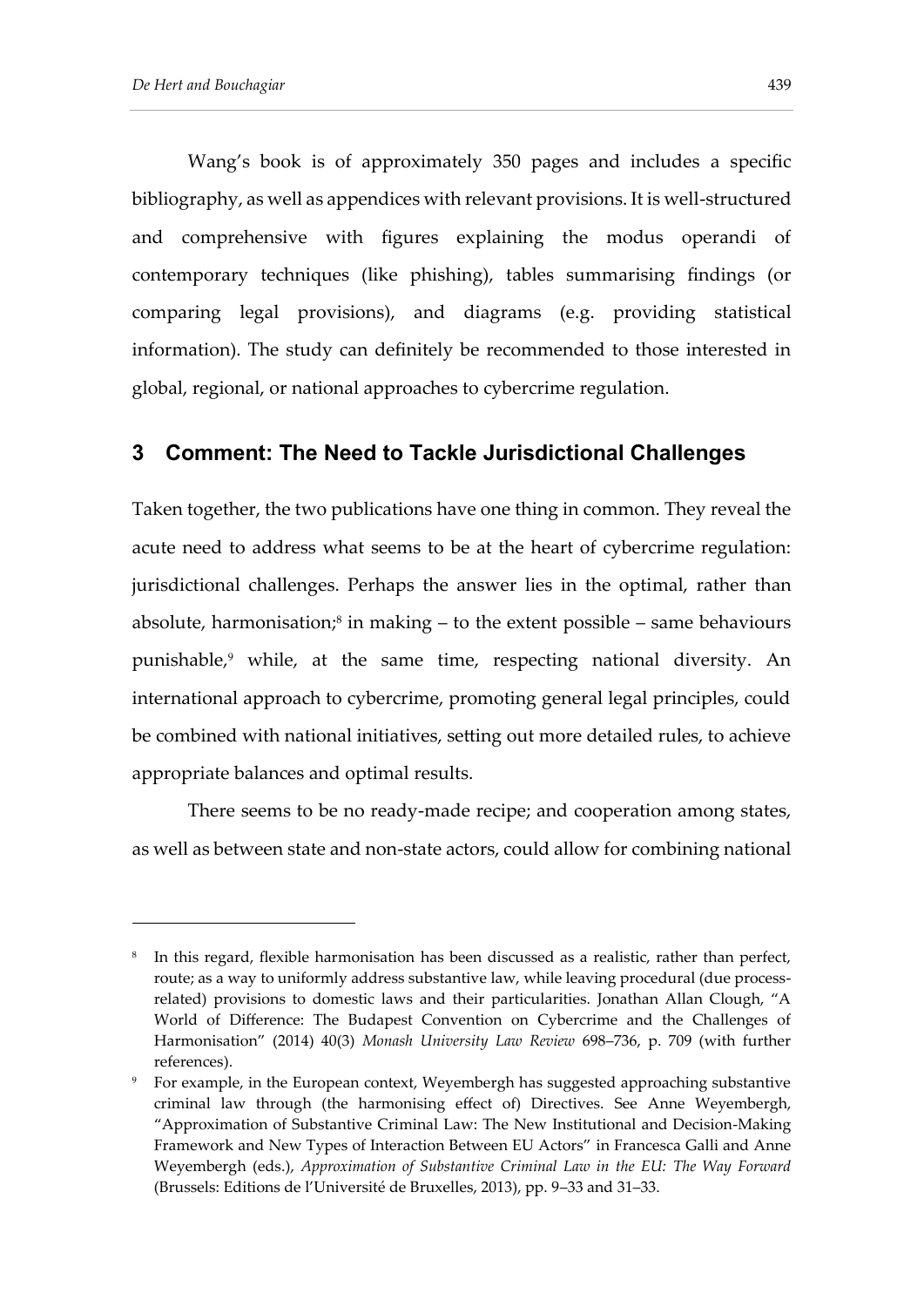Wang's book is of approximately 350 pages and includes a specific bibliography, as well as appendices with relevant provisions. It is well-structured and comprehensive with figures explaining the modus operandi of contemporary techniques (like phishing), tables summarising findings (or comparing legal provisions), and diagrams (e.g. providing statistical information). The study can definitely be recommended to those interested in global, regional, or national approaches to cybercrime regulation.

## 3 Comment: The Need to Tackle Jurisdictional Challenges

Taken together, the two publications have one thing in common. They reveal the acute need to address what seems to be at the heart of cybercrime regulation: jurisdictional challenges. Perhaps the answer lies in the optimal, rather than absolute, harmonisation;[8] in making – to the extent possible – same behaviours punishable,[9] while, at the same time, respecting national diversity. An international approach to cybercrime, promoting general legal principles, could be combined with national initiatives, setting out more detailed rules, to achieve appropriate balances and optimal results.

There seems to be no ready-made recipe; and cooperation among states, as well as between state and non-state actors, could allow for combining national

---

[8] In this regard, flexible harmonisation has been discussed as a realistic, rather than perfect, route; as a way to uniformly address substantive law, while leaving procedural (due process-related) provisions to domestic laws and their particularities. Jonathan Allan Clough, "A World of Difference: The Budapest Convention on Cybercrime and the Challenges of Harmonisation" (2014) 40(3) *Monash University Law Review* 698–736, p. 709 (with further references).

[9] For example, in the European context, Weyembergh has suggested approaching substantive criminal law through (the harmonising effect of) Directives. See Anne Weyembergh, "Approximation of Substantive Criminal Law: The New Institutional and Decision-Making Framework and New Types of Interaction Between EU Actors" in Francesca Galli and Anne Weyembergh (eds.), *Approximation of Substantive Criminal Law in the EU: The Way Forward* (Brussels: Editions de l'Université de Bruxelles, 2013), pp. 9–33 and 31–33.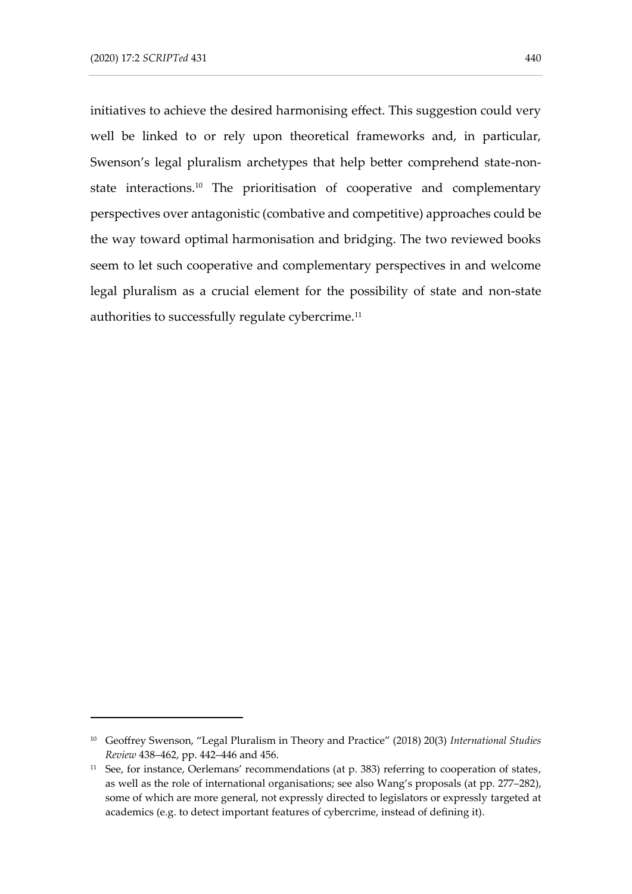initiatives to achieve the desired harmonising effect. This suggestion could very well be linked to or rely upon theoretical frameworks and, in particular, Swenson's legal pluralism archetypes that help better comprehend state-non-state interactions.[10] The prioritisation of cooperative and complementary perspectives over antagonistic (combative and competitive) approaches could be the way toward optimal harmonisation and bridging. The two reviewed books seem to let such cooperative and complementary perspectives in and welcome legal pluralism as a crucial element for the possibility of state and non-state authorities to successfully regulate cybercrime.[11]

---

[10] Geoffrey Swenson, "Legal Pluralism in Theory and Practice" (2018) 20(3) *International Studies Review* 438–462, pp. 442–446 and 456.

[11] See, for instance, Oerlemans' recommendations (at p. 383) referring to cooperation of states, as well as the role of international organisations; see also Wang's proposals (at pp. 277–282), some of which are more general, not expressly directed to legislators or expressly targeted at academics (e.g. to detect important features of cybercrime, instead of defining it).